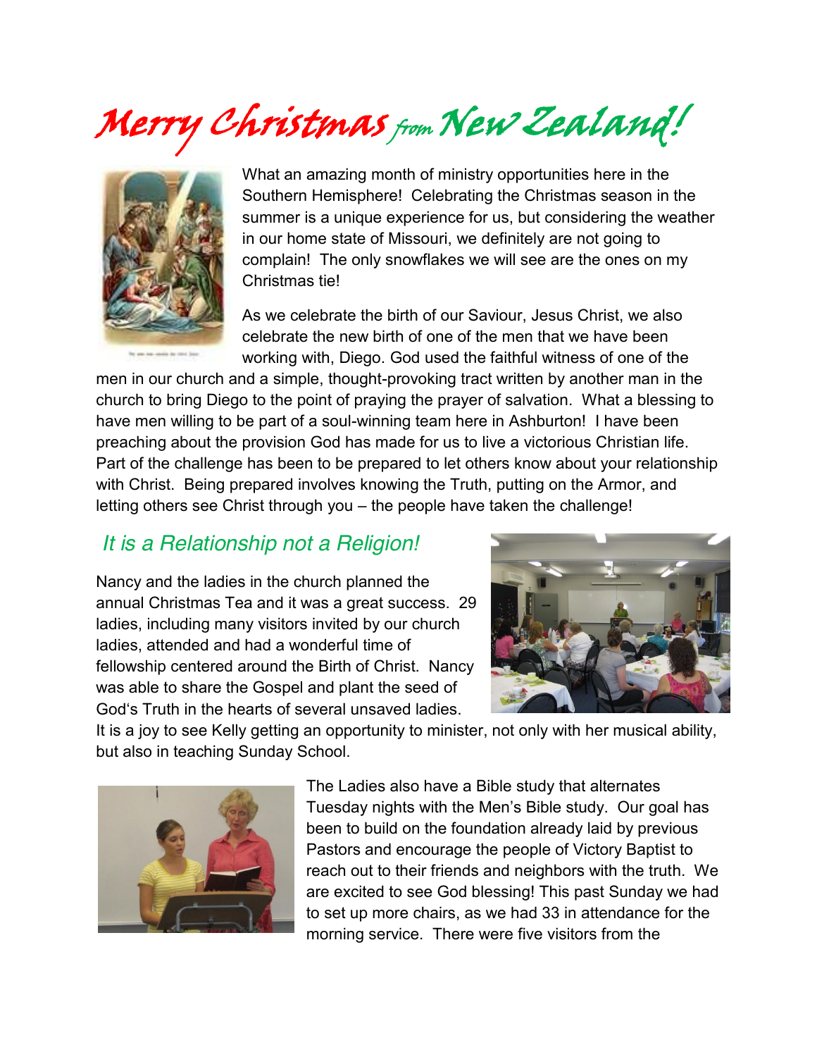# Merry Christmas from New Zealand!

What an amazing month of ministry opportunities here in the Southern Hemisphere! Celebrating the Christmas season in the summer is a unique experience for us, but considering the weather in our home state of Missouri, we definitely are not going to complain! The only snowflakes we will see are the ones on my Christmas tie!

As we celebrate the birth of our Saviour, Jesus Christ, we also celebrate the new birth of one of the men that we have been working with, Diego. God used the faithful witness of one of the men in our church and a simple, thought-provoking tract written by another man in the church to bring Diego to the point of praying the prayer of salvation. What a blessing to have men willing to be part of a soul-winning team here in Ashburton! I have been preaching about the provision God has made for us to live a victorious Christian life. Part of the challenge has been to be prepared to let others know about your relationship with Christ. Being prepared involves knowing the Truth, putting on the Armor, and letting others see Christ through you – the people have taken the challenge!

## *It is a Relationship not a Religion!*

Nancy and the ladies in the church planned the annual Christmas Tea and it was a great success. 29 ladies, including many visitors invited by our church ladies, attended and had a wonderful time of fellowship centered around the Birth of Christ. Nancy was able to share the Gospel and plant the seed of God's Truth in the hearts of several unsaved ladies. It is a joy to see Kelly getting an opportunity to minister, not only with her musical ability, but also in teaching Sunday School.

The Ladies also have a Bible study that alternates Tuesday nights with the Men's Bible study. Our goal has been to build on the foundation already laid by previous Pastors and encourage the people of Victory Baptist to reach out to their friends and neighbors with the truth. We are excited to see God blessing! This past Sunday we had to set up more chairs, as we had 33 in attendance for the morning service. There were five visitors from the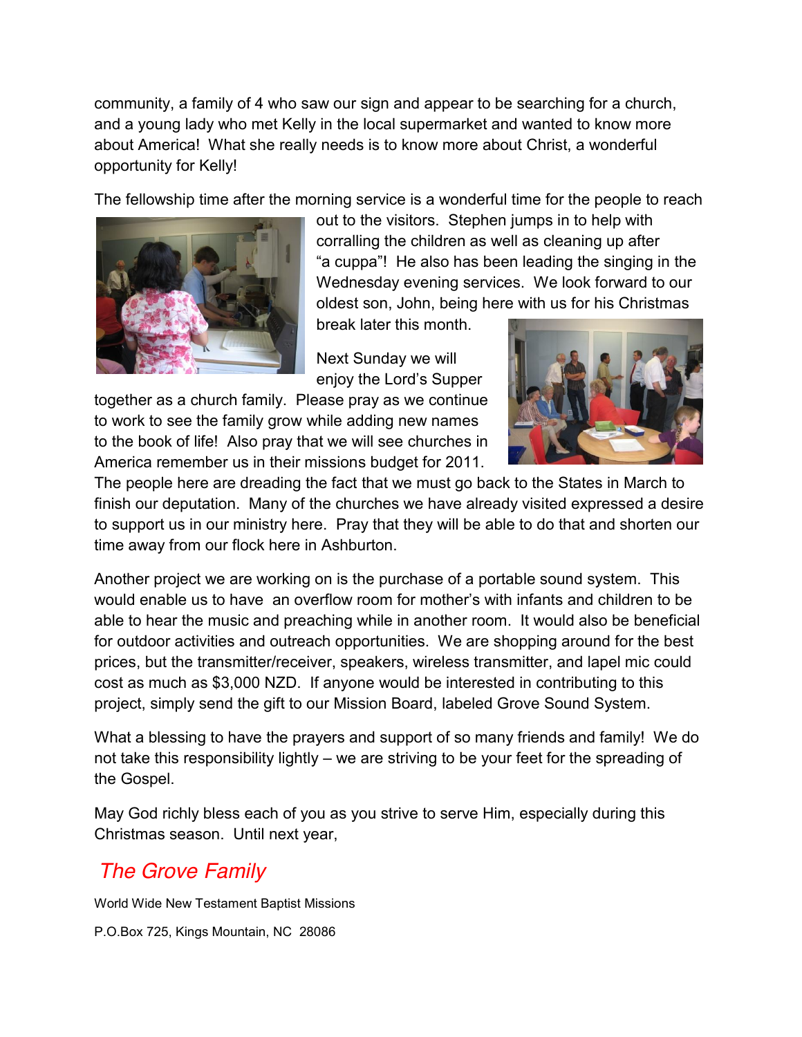community, a family of 4 who saw our sign and appear to be searching for a church, and a young lady who met Kelly in the local supermarket and wanted to know more about America! What she really needs is to know more about Christ, a wonderful opportunity for Kelly!

The fellowship time after the morning service is a wonderful time for the people to reach out to the visitors. Stephen jumps in to help with corralling the children as well as cleaning up after "a cuppa"! He also has been leading the singing in the Wednesday evening services. We look forward to our oldest son, John, being here with us for his Christmas break later this month.

Next Sunday we will enjoy the Lord's Supper together as a church family. Please pray as we continue to work to see the family grow while adding new names to the book of life! Also pray that we will see churches in America remember us in their missions budget for 2011. The people here are dreading the fact that we must go back to the States in March to finish our deputation. Many of the churches we have already visited expressed a desire to support us in our ministry here. Pray that they will be able to do that and shorten our time away from our flock here in Ashburton.

Another project we are working on is the purchase of a portable sound system. This would enable us to have an overflow room for mother's with infants and children to be able to hear the music and preaching while in another room. It would also be beneficial for outdoor activities and outreach opportunities. We are shopping around for the best prices, but the transmitter/receiver, speakers, wireless transmitter, and lapel mic could cost as much as $3,000 NZD. If anyone would be interested in contributing to this project, simply send the gift to our Mission Board, labeled Grove Sound System.

What a blessing to have the prayers and support of so many friends and family! We do not take this responsibility lightly – we are striving to be your feet for the spreading of the Gospel.

May God richly bless each of you as you strive to serve Him, especially during this Christmas season. Until next year,

*The Grove Family*

World Wide New Testament Baptist Missions

P.O.Box 725, Kings Mountain, NC 28086